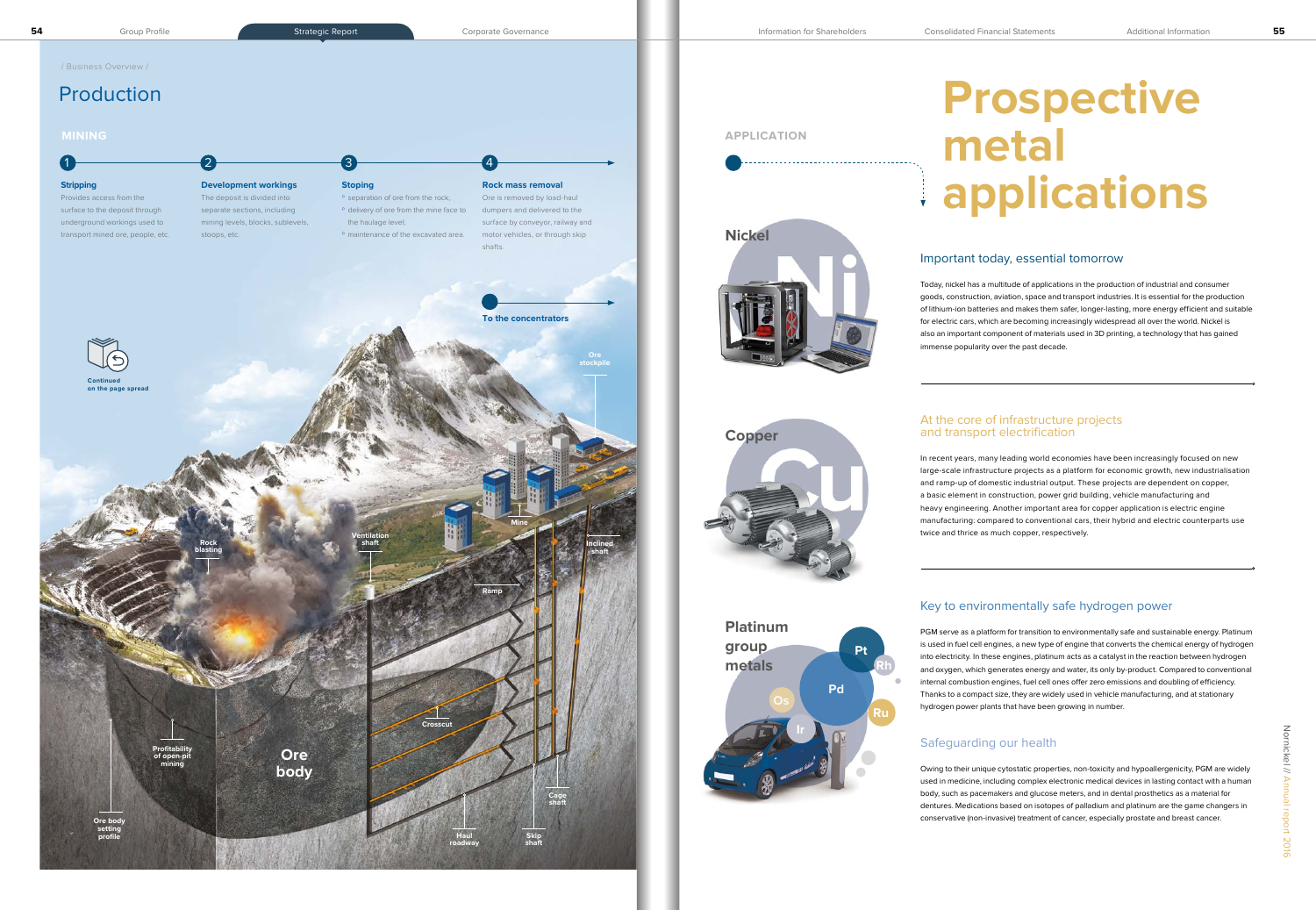/ Business Overview /

# Production

## MINING

1. **Stripping**
   Provides access from the surface to the deposit through underground workings used to transport mined ore, people, etc.

2. **Development workings**
   The deposit is divided into separate sections, including mining levels, blocks, sublevels, stoops, etc.

3. **Stoping**
   - separation of ore from the rock;
   - delivery of ore from the mine face to the haulage level;
   - maintenance of the excavated area.

4. **Rock mass removal**
   Ore is removed by load-haul dumpers and delivered to the surface by conveyor, railway and motor vehicles, or through skip shafts.

To the concentrators

Continued on the page spread

Ore stockpile

Rock blasting

Ventilation shaft

Mine

Inclined shaft

Ramp

Crosscut

Profitability of open-pit mining

Ore body

Ore body setting profile

Haul roadway

Skip shaft

Cage shaft

## APPLICATION

# Prospective metal applications

### Nickel

Ni

#### Important today, essential tomorrow

Today, nickel has a multitude of applications in the production of industrial and consumer goods, construction, aviation, space and transport industries. It is essential for the production of lithium-ion batteries and makes them safer, longer-lasting, more energy efficient and suitable for electric cars, which are becoming increasingly widespread all over the world. Nickel is also an important component of materials used in 3D printing, a technology that has gained immense popularity over the past decade.

### Copper

Cu

#### At the core of infrastructure projects and transport electrification

In recent years, many leading world economies have been increasingly focused on new large-scale infrastructure projects as a platform for economic growth, new industrialisation and ramp-up of domestic industrial output. These projects are dependent on copper, a basic element in construction, power grid building, vehicle manufacturing and heavy engineering. Another important area for copper application is electric engine manufacturing: compared to conventional cars, their hybrid and electric counterparts use twice and thrice as much copper, respectively.

### Platinum group metals

Pt, Rh, Pd, Os, Ru, Ir

#### Key to environmentally safe hydrogen power

PGM serve as a platform for transition to environmentally safe and sustainable energy. Platinum is used in fuel cell engines, a new type of engine that converts the chemical energy of hydrogen into electricity. In these engines, platinum acts as a catalyst in the reaction between hydrogen and oxygen, which generates energy and water, its only by-product. Compared to conventional internal combustion engines, fuel cell ones offer zero emissions and doubling of efficiency. Thanks to a compact size, they are widely used in vehicle manufacturing, and at stationary hydrogen power plants that have been growing in number.

#### Safeguarding our health

Owing to their unique cytostatic properties, non-toxicity and hypoallergenicity, PGM are widely used in medicine, including complex electronic medical devices in lasting contact with a human body, such as pacemakers and glucose meters, and in dental prosthetics as a material for dentures. Medications based on isotopes of palladium and platinum are the game changers in conservative (non-invasive) treatment of cancer, especially prostate and breast cancer.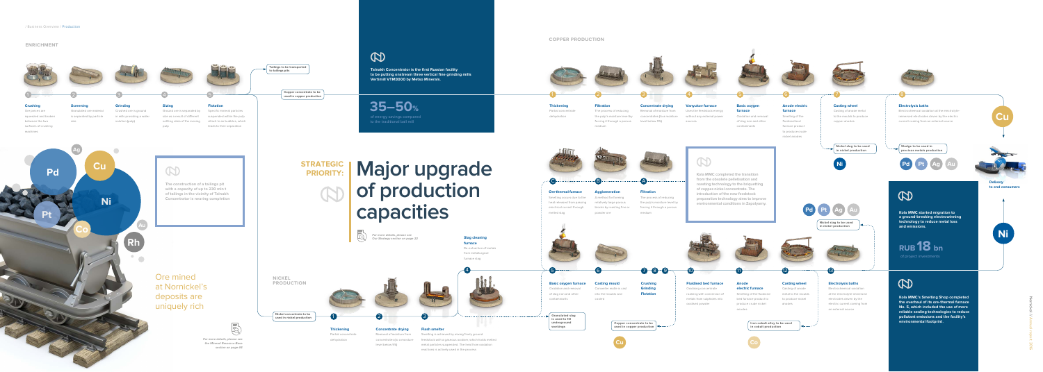## ENRICHMENT

1. **Crushing** Ore pieces are squeezed and broken between the two surfaces of crushing machines
2. **Screening** Granulates ore material is separated by particle size
3. **Grinding** Crushed ore is ground in mills providing a water solution (pulp)
4. **Sizing** Ground ore is separated by size as a result of different settling rates of the moving pulp
5. **Flotation** Specific mineral particles suspended within the pulp attach to air bubbles, which leads to their separation

Tailings to be transported to tailings pits

Copper concentrate to be used in copper production

Taimakh Concentrator is the first Russian facility to be putting onstream three vertical fine grinding mills Vertimill VTM3000 by Metso Minerals.

**35–50%** of energy savings compared to the traditional ball mill

The construction of a tailings pit with a capacity of up to 330 mln t of tailings in the vicinity of Talnakh Concentrator is nearing completion

Ore mined at Nornickel's deposits are uniquely rich

For more details, please see the Mineral Resource Base section on page 60

Pd Cu Ag Ni Pt Co Au Rh

**STRATEGIC PRIORITY:**

# Major upgrade of production capacities

For more details, please see Our Strategy section on page 22

## NICKEL PRODUCTION

Nickel concentrate to be used in nickel production

1. **Thickening** Partial concentrate dehydration
2. **Concentrate drying** Removal of moisture from concentrates (to a moisture level below 9%)
3. **Flash smelter** Smelting is achieved by mixing finely ground feedstock with a gaseous medium, where finely melted metal particles are separated. The heat from oxidation reactions is actively used in the process
4. **Slag cleaning furnace** Re-extraction of metals from metallurgical furnace slag

## COPPER PRODUCTION

1. **Thickening** Partial concentrate dehydration
2. **Filtration** The process of reducing the pulp's moisture level by forcing it through a porous medium
3. **Concentrate drying** Removal of moisture from concentrates (to a moisture level below 9%)
4. **Vanyukov furnace** Uses the feedstock energy without any external power sources
5. **Basic oxygen furnace** Oxidation and removal of slag iron and other contaminants
6. **Anode-electric furnace** Smelting of the fluidized bed furnace product to produce crude nickel anodes
7. **Casting wheel** Casting of anode metal to the moulds to produce copper anodes
8. **Electrolysis baths** Electrochemical oxidation at the electrolyte-immersed electrodes driven by the electric current coming from an external source

Nickel slag to be used in nickel production

Sludge to be used in precious metals production

Cu

Ni

Pd Pt Ag Au

Delivery to end consumers

A. **Ore-thermal furnace** Smelting a source load to the heat released from passing electrical current through melted slag
B. **Agglomeration** A method for forming relatively large porous blocks by roasting fine or powder ore
C. **Filtration** The process of reducing the pulp's moisture level by forcing it through a porous medium

Kola MMC completed the transition from the obsolete pelletisation and roasting technology to the briquetting of copper-nickel concentrate. The introduction of the new feedstock preparation technology aims to improve environmental conditions in Zapolyarny.

Pd Pt Ag Au

Nickel slag to be used in nickel production

Kola MMC started migration to a ground-breaking electrowinning technology to reduce metal loss and emissions.

**RUB 18 bn** of project investments

5. **Basic oxygen furnace** Oxidation and removal of slag iron and other contaminants
6. **Casting mould** Converter matte is cast into the moulds and cooled
7. 8. 9. **Crushing Grinding Flotation**
10. **Fluidised bed furnace** Oxidising concentrate roasting with conversion of metals from sulphides into oxidised powder
11. **Anode electric furnace** Smelting of the fluidized bed furnace product to produce crude nickel anodes
12. **Casting wheel** Casting of anode metal to the moulds to produce nickel anodes
13. **Electrolysis baths** Electrochemical oxidation at the electrolyte-immersed electrodes driven by the electric current coming from an external source

Granulated slag is used to fill underground workings

Copper concentrate to be used in copper production

Iron-cobalt alloy to be used in cobalt production

Cu

Co

Ni

Kola MMC's Smelting Shop completed the overhaul of its ore-thermal furnace No. 5, which included the use of more reliable sealing technologies to reduce pollutant emissions and the facility's environmental footprint.